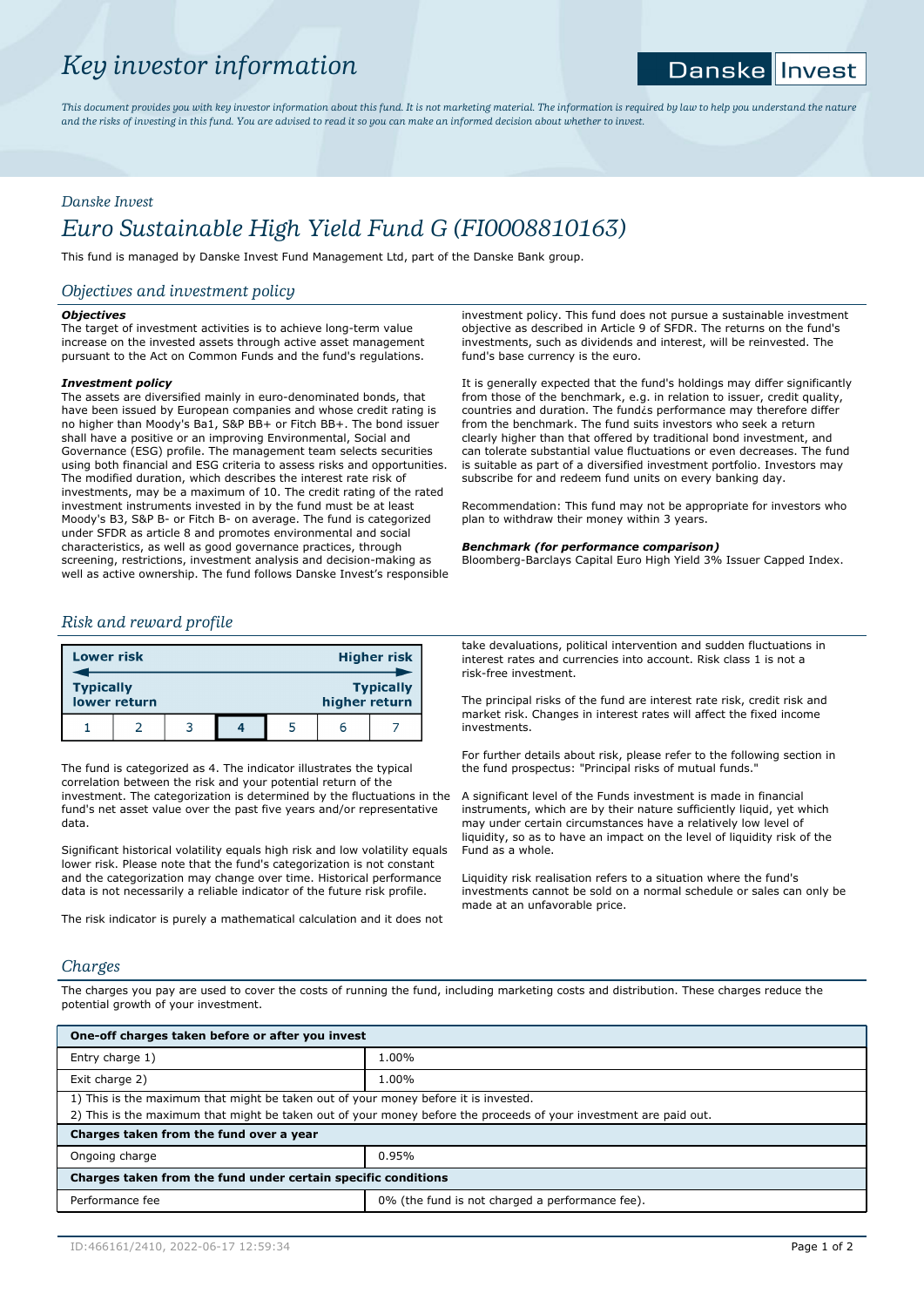# Key investor information

Danske Invest

*This document provides you with key investor information about this fund. It is not marketing material. The information is required by law to help you understand the nature and the risks of investing in this fund. You are advised to read it so you can make an informed decision about whether to invest.*

*Danske Invest*

# Euro Sustainable High Yield Fund G (FI0008810163)

This fund is managed by Danske Invest Fund Management Ltd, part of the Danske Bank group.

## Objectives and investment policy

***Objectives***

The target of investment activities is to achieve long-term value increase on the invested assets through active asset management pursuant to the Act on Common Funds and the fund's regulations.

***Investment policy***

The assets are diversified mainly in euro-denominated bonds, that have been issued by European companies and whose credit rating is no higher than Moody's Ba1, S&P BB+ or Fitch BB+. The bond issuer shall have a positive or an improving Environmental, Social and Governance (ESG) profile. The management team selects securities using both financial and ESG criteria to assess risks and opportunities. The modified duration, which describes the interest rate risk of investments, may be a maximum of 10. The credit rating of the rated investment instruments invested in by the fund must be at least Moody's B3, S&P B- or Fitch B- on average. The fund is categorized under SFDR as article 8 and promotes environmental and social characteristics, as well as good governance practices, through screening, restrictions, investment analysis and decision-making as well as active ownership. The fund follows Danske Invest's responsible investment policy. This fund does not pursue a sustainable investment objective as described in Article 9 of SFDR. The returns on the fund's investments, such as dividends and interest, will be reinvested. The fund's base currency is the euro.

It is generally expected that the fund's holdings may differ significantly from those of the benchmark, e.g. in relation to issuer, credit quality, countries and duration. The fund¿s performance may therefore differ from the benchmark. The fund suits investors who seek a return clearly higher than that offered by traditional bond investment, and can tolerate substantial value fluctuations or even decreases. The fund is suitable as part of a diversified investment portfolio. Investors may subscribe for and redeem fund units on every banking day.

Recommendation: This fund may not be appropriate for investors who plan to withdraw their money within 3 years.

***Benchmark (for performance comparison)***

Bloomberg-Barclays Capital Euro High Yield 3% Issuer Capped Index.

## Risk and reward profile

| Lower risk | | | | | | Higher risk |
|---|---|---|---|---|---|---|
| Typically lower return | | | | | | Typically higher return |
| 1 | 2 | 3 | **4** | 5 | 6 | 7 |

The fund is categorized as 4. The indicator illustrates the typical correlation between the risk and your potential return of the investment. The categorization is determined by the fluctuations in the fund's net asset value over the past five years and/or representative data.

Significant historical volatility equals high risk and low volatility equals lower risk. Please note that the fund's categorization is not constant and the categorization may change over time. Historical performance data is not necessarily a reliable indicator of the future risk profile.

The risk indicator is purely a mathematical calculation and it does not take devaluations, political intervention and sudden fluctuations in interest rates and currencies into account. Risk class 1 is not a risk-free investment.

The principal risks of the fund are interest rate risk, credit risk and market risk. Changes in interest rates will affect the fixed income investments.

For further details about risk, please refer to the following section in the fund prospectus: "Principal risks of mutual funds."

A significant level of the Funds investment is made in financial instruments, which are by their nature sufficiently liquid, yet which may under certain circumstances have a relatively low level of liquidity, so as to have an impact on the level of liquidity risk of the Fund as a whole.

Liquidity risk realisation refers to a situation where the fund's investments cannot be sold on a normal schedule or sales can only be made at an unfavorable price.

## Charges

The charges you pay are used to cover the costs of running the fund, including marketing costs and distribution. These charges reduce the potential growth of your investment.

| **One-off charges taken before or after you invest** | |
|---|---|
| Entry charge 1) | 1.00% |
| Exit charge 2) | 1.00% |
| 1) This is the maximum that might be taken out of your money before it is invested.<br>2) This is the maximum that might be taken out of your money before the proceeds of your investment are paid out. | |
| **Charges taken from the fund over a year** | |
| Ongoing charge | 0.95% |
| **Charges taken from the fund under certain specific conditions** | |
| Performance fee | 0% (the fund is not charged a performance fee). |

ID:466161/2410, 2022-06-17 12:59:34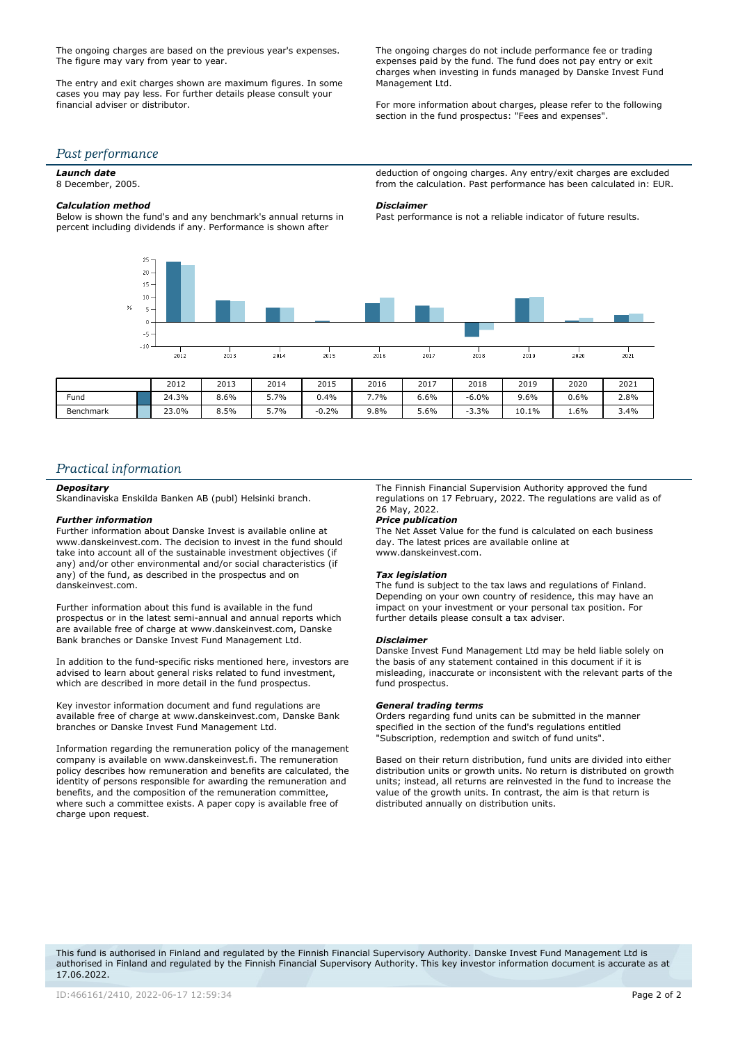The ongoing charges are based on the previous year's expenses. The figure may vary from year to year.

The entry and exit charges shown are maximum figures. In some cases you may pay less. For further details please consult your financial adviser or distributor.

The ongoing charges do not include performance fee or trading expenses paid by the fund. The fund does not pay entry or exit charges when investing in funds managed by Danske Invest Fund Management Ltd.

For more information about charges, please refer to the following section in the fund prospectus: "Fees and expenses".

## Past performance

***Launch date***
8 December, 2005.

***Calculation method***
Below is shown the fund's and any benchmark's annual returns in percent including dividends if any. Performance is shown after deduction of ongoing charges. Any entry/exit charges are excluded from the calculation. Past performance has been calculated in: EUR.

***Disclaimer***
Past performance is not a reliable indicator of future results.

25
20
15
10
5
0
-5
-10
%
2012 2013 2014 2015 2016 2017 2018 2019 2020 2021

| | | 2012 | 2013 | 2014 | 2015 | 2016 | 2017 | 2018 | 2019 | 2020 | 2021 |
|---|---|---|---|---|---|---|---|---|---|---|---|
| Fund | | 24.3% | 8.6% | 5.7% | 0.4% | 7.7% | 6.6% | -6.0% | 9.6% | 0.6% | 2.8% |
| Benchmark | | 23.0% | 8.5% | 5.7% | -0.2% | 9.8% | 5.6% | -3.3% | 10.1% | 1.6% | 3.4% |

## Practical information

***Depositary***
Skandinaviska Enskilda Banken AB (publ) Helsinki branch.

***Further information***
Further information about Danske Invest is available online at www.danskeinvest.com. The decision to invest in the fund should take into account all of the sustainable investment objectives (if any) and/or other environmental and/or social characteristics (if any) of the fund, as described in the prospectus and on danskeinvest.com.

Further information about this fund is available in the fund prospectus or in the latest semi-annual and annual reports which are available free of charge at www.danskeinvest.com, Danske Bank branches or Danske Invest Fund Management Ltd.

In addition to the fund-specific risks mentioned here, investors are advised to learn about general risks related to fund investment, which are described in more detail in the fund prospectus.

Key investor information document and fund regulations are available free of charge at www.danskeinvest.com, Danske Bank branches or Danske Invest Fund Management Ltd.

Information regarding the remuneration policy of the management company is available on www.danskeinvest.fi. The remuneration policy describes how remuneration and benefits are calculated, the identity of persons responsible for awarding the remuneration and benefits, and the composition of the remuneration committee, where such a committee exists. A paper copy is available free of charge upon request.

The Finnish Financial Supervision Authority approved the fund regulations on 17 February, 2022. The regulations are valid as of 26 May, 2022.

***Price publication***
The Net Asset Value for the fund is calculated on each business day. The latest prices are available online at www.danskeinvest.com.

***Tax legislation***
The fund is subject to the tax laws and regulations of Finland. Depending on your own country of residence, this may have an impact on your investment or your personal tax position. For further details please consult a tax adviser.

***Disclaimer***
Danske Invest Fund Management Ltd may be held liable solely on the basis of any statement contained in this document if it is misleading, inaccurate or inconsistent with the relevant parts of the fund prospectus.

***General trading terms***
Orders regarding fund units can be submitted in the manner specified in the section of the fund's regulations entitled "Subscription, redemption and switch of fund units".

Based on their return distribution, fund units are divided into either distribution units or growth units. No return is distributed on growth units; instead, all returns are reinvested in the fund to increase the value of the growth units. In contrast, the aim is that return is distributed annually on distribution units.

This fund is authorised in Finland and regulated by the Finnish Financial Supervisory Authority. Danske Invest Fund Management Ltd is authorised in Finland and regulated by the Finnish Financial Supervisory Authority. This key investor information document is accurate as at 17.06.2022.